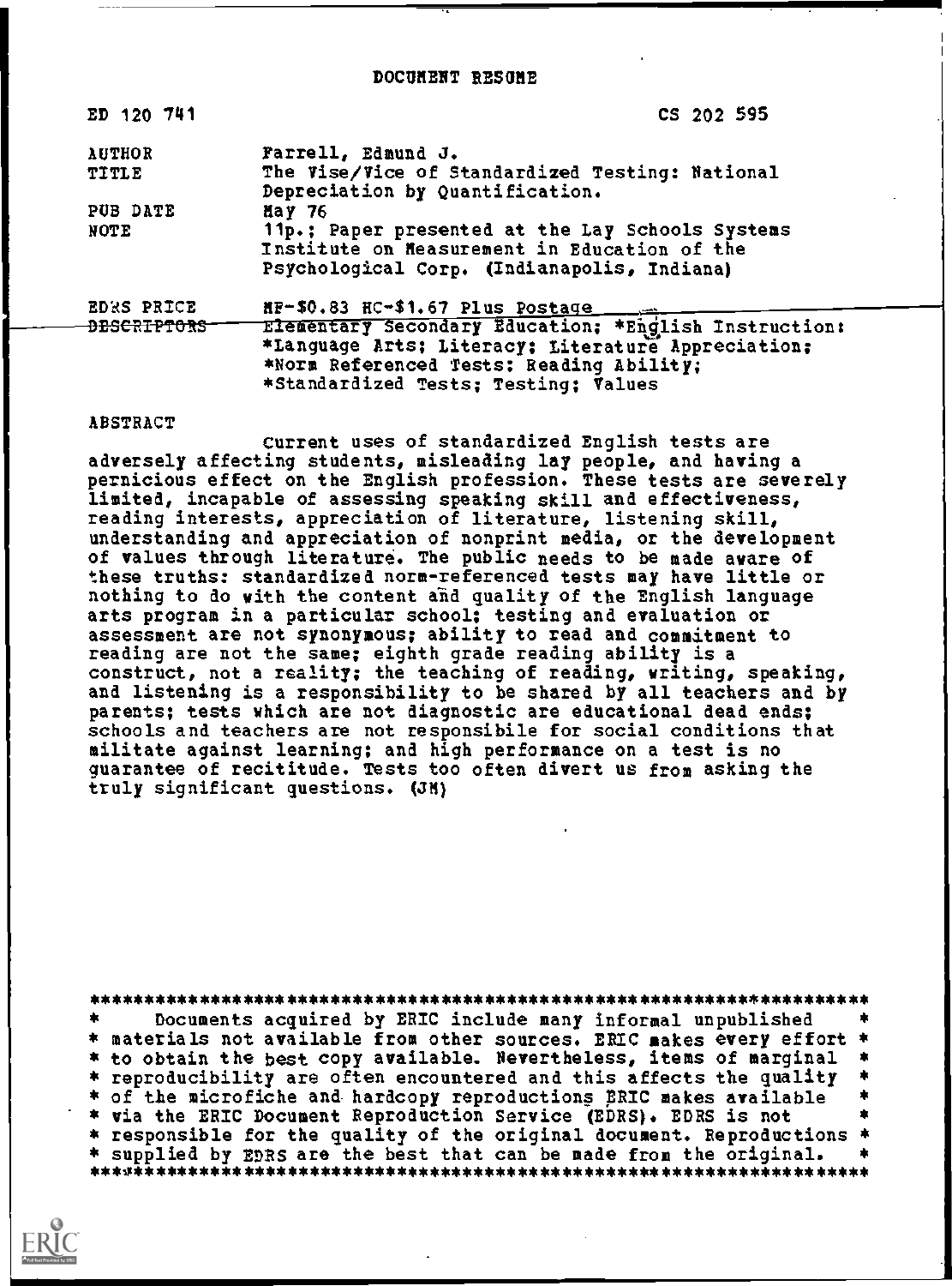DOCUMENT RESUME

| | |
|---|---|
| ED 120 741 | CS 202 595 |
| AUTHOR | Farrell, Edmund J. |
| TITLE | The Vise/Vice of Standardized Testing: National Depreciation by Quantification. |
| PUB DATE | May 76 |
| NOTE | 11p.; Paper presented at the Lay Schools Systems Institute on Measurement in Education of the Psychological Corp. (Indianapolis, Indiana) |
| EDRS PRICE | MF-$0.83 HC-$1.67 Plus Postage |
| DESCRIPTORS | Elementary Secondary Education; *English Instruction; *Language Arts; Literacy; Literature Appreciation; *Norm Referenced Tests; Reading Ability; *Standardized Tests; Testing; Values |

ABSTRACT

Current uses of standardized English tests are adversely affecting students, misleading lay people, and having a pernicious effect on the English profession. These tests are severely limited, incapable of assessing speaking skill and effectiveness, reading interests, appreciation of literature, listening skill, understanding and appreciation of nonprint media, or the development of values through literature. The public needs to be made aware of these truths: standardized norm-referenced tests may have little or nothing to do with the content and quality of the English language arts program in a particular school; testing and evaluation or assessment are not synonymous; ability to read and commitment to reading are not the same; eighth grade reading ability is a construct, not a reality; the teaching of reading, writing, speaking, and listening is a responsibility to be shared by all teachers and by parents; tests which are not diagnostic are educational dead ends; schools and teachers are not responsibile for social conditions that militate against learning; and high performance on a test is no guarantee of recititude. Tests too often divert us from asking the truly significant questions. (JM)

***********************************************************************
* Documents acquired by ERIC include many informal unpublished *
* materials not available from other sources. ERIC makes every effort *
* to obtain the best copy available. Nevertheless, items of marginal *
* reproducibility are often encountered and this affects the quality *
* of the microfiche and hardcopy reproductions ERIC makes available *
* via the ERIC Document Reproduction Service (EDRS). EDRS is not *
* responsible for the quality of the original document. Reproductions *
* supplied by EDRS are the best that can be made from the original. *
***********************************************************************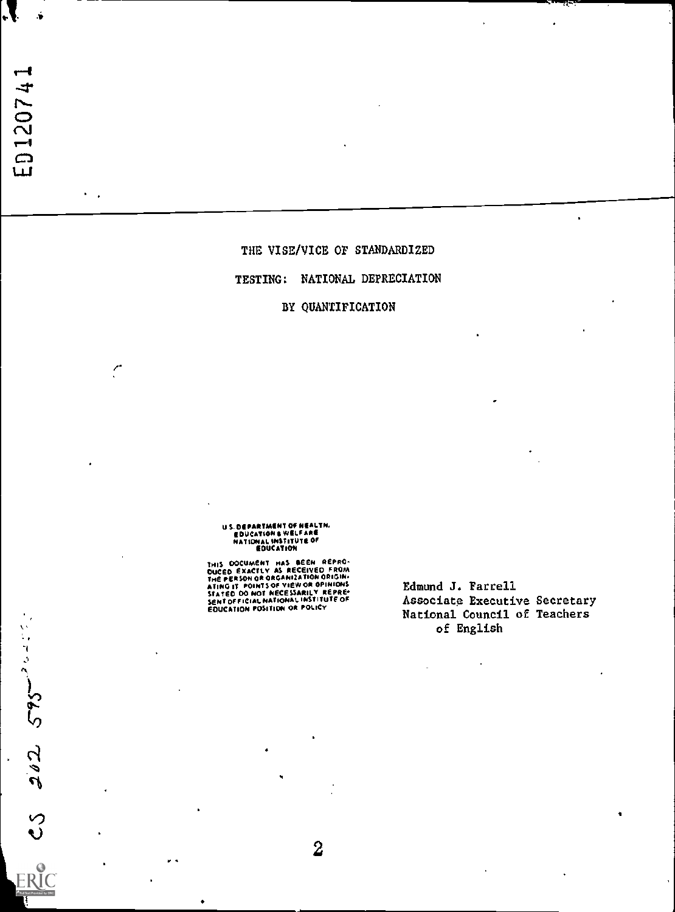# THE VISE/VICE OF STANDARDIZED TESTING: NATIONAL DEPRECIATION BY QUANTIFICATION

U.S. DEPARTMENT OF HEALTH, EDUCATION & WELFARE
NATIONAL INSTITUTE OF EDUCATION

THIS DOCUMENT HAS BEEN REPRODUCED EXACTLY AS RECEIVED FROM THE PERSON OR ORGANIZATION ORIGINATING IT. POINTS OF VIEW OR OPINIONS STATED DO NOT NECESSARILY REPRESENT OFFICIAL NATIONAL INSTITUTE OF EDUCATION POSITION OR POLICY

Edmund J. Farrell
Associate Executive Secretary
National Council of Teachers of English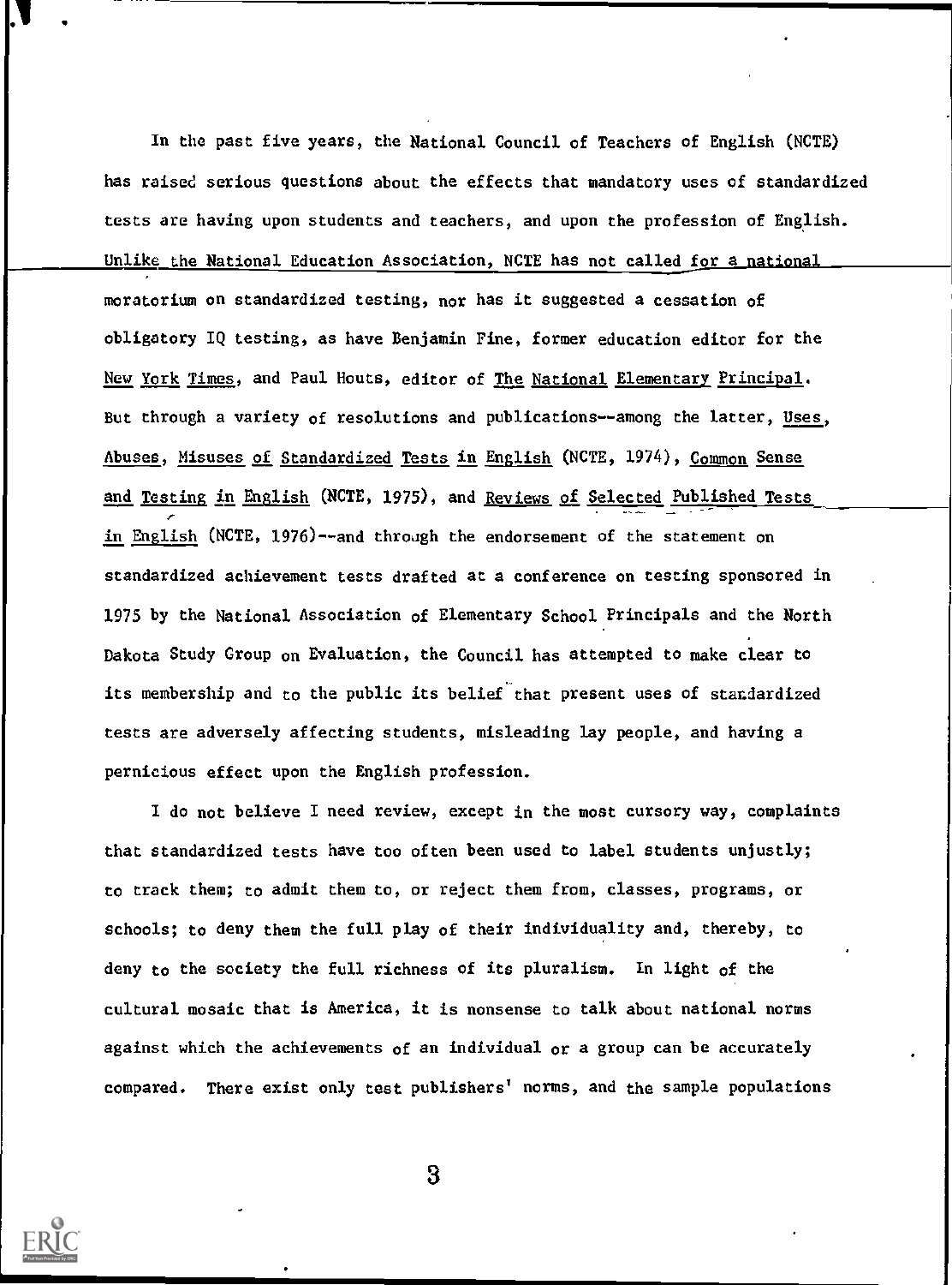In the past five years, the National Council of Teachers of English (NCTE) has raised serious questions about the effects that mandatory uses of standardized tests are having upon students and teachers, and upon the profession of English. Unlike the National Education Association, NCTE has not called for a national moratorium on standardized testing, nor has it suggested a cessation of obligatory IQ testing, as have Benjamin Fine, former education editor for the *New York Times*, and Paul Houts, editor of *The National Elementary Principal*. But through a variety of resolutions and publications--among the latter, *Uses, Abuses, Misuses of Standardized Tests in English* (NCTE, 1974), *Common Sense and Testing in English* (NCTE, 1975), and *Reviews of Selected Published Tests in English* (NCTE, 1976)--and through the endorsement of the statement on standardized achievement tests drafted at a conference on testing sponsored in 1975 by the National Association of Elementary School Principals and the North Dakota Study Group on Evaluation, the Council has attempted to make clear to its membership and to the public its belief that present uses of standardized tests are adversely affecting students, misleading lay people, and having a pernicious effect upon the English profession.

I do not believe I need review, except in the most cursory way, complaints that standardized tests have too often been used to label students unjustly; to track them; to admit them to, or reject them from, classes, programs, or schools; to deny them the full play of their individuality and, thereby, to deny to the society the full richness of its pluralism. In light of the cultural mosaic that is America, it is nonsense to talk about national norms against which the achievements of an individual or a group can be accurately compared. There exist only test publishers' norms, and the sample populations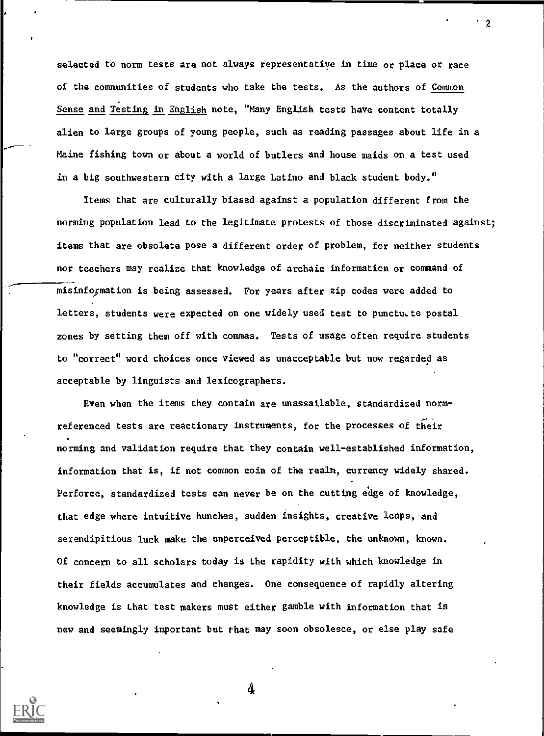selected to norm tests are not always representative in time or place or race of the communities of students who take the tests. As the authors of Common Sense and Testing in English note, "Many English tests have content totally alien to large groups of young people, such as reading passages about life in a Maine fishing town or about a world of butlers and house maids on a test used in a big southwestern city with a large Latino and black student body."

Items that are culturally biased against a population different from the norming population lead to the legitimate protests of those discriminated against; items that are obsolete pose a different order of problem, for neither students nor teachers may realize that knowledge of archaic information or command of misinformation is being assessed. For years after zip codes were added to letters, students were expected on one widely used test to punctuate postal zones by setting them off with commas. Tests of usage often require students to "correct" word choices once viewed as unacceptable but now regarded as acceptable by linguists and lexicographers.

Even when the items they contain are unassailable, standardized norm-referenced tests are reactionary instruments, for the processes of their norming and validation require that they contain well-established information, information that is, if not common coin of the realm, currency widely shared. Perforce, standardized tests can never be on the cutting edge of knowledge, that edge where intuitive hunches, sudden insights, creative leaps, and serendipitious luck make the unperceived perceptible, the unknown, known. Of concern to all scholars today is the rapidity with which knowledge in their fields accumulates and changes. One consequence of rapidly altering knowledge is that test makers must either gamble with information that is new and seemingly important but that may soon obsolesce, or else play safe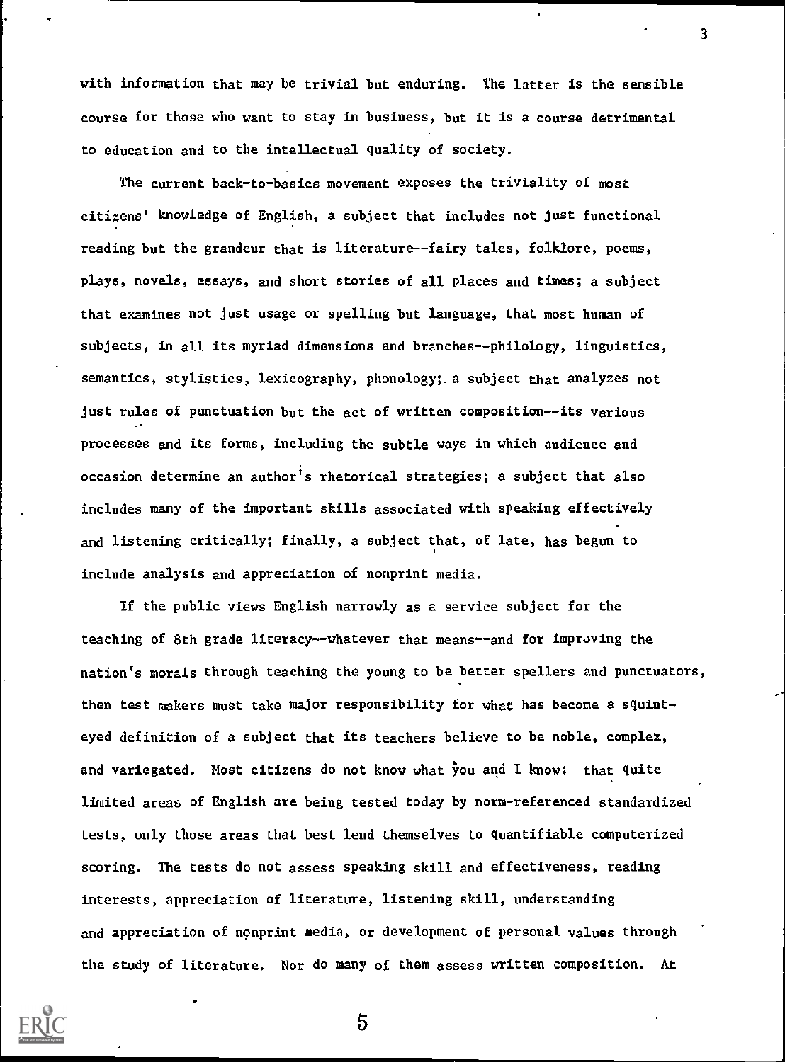with information that may be trivial but enduring. The latter is the sensible course for those who want to stay in business, but it is a course detrimental to education and to the intellectual quality of society.

The current back-to-basics movement exposes the triviality of most citizens' knowledge of English, a subject that includes not just functional reading but the grandeur that is literature--fairy tales, folklore, poems, plays, novels, essays, and short stories of all places and times; a subject that examines not just usage or spelling but language, that most human of subjects, in all its myriad dimensions and branches--philology, linguistics, semantics, stylistics, lexicography, phonology; a subject that analyzes not just rules of punctuation but the act of written composition--its various processes and its forms, including the subtle ways in which audience and occasion determine an author's rhetorical strategies; a subject that also includes many of the important skills associated with speaking effectively and listening critically; finally, a subject that, of late, has begun to include analysis and appreciation of nonprint media.

If the public views English narrowly as a service subject for the teaching of 8th grade literacy--whatever that means--and for improving the nation's morals through teaching the young to be better spellers and punctuators, then test makers must take major responsibility for what has become a squint-eyed definition of a subject that its teachers believe to be noble, complex, and variegated. Most citizens do not know what you and I know: that quite limited areas of English are being tested today by norm-referenced standardized tests, only those areas that best lend themselves to quantifiable computerized scoring. The tests do not assess speaking skill and effectiveness, reading interests, appreciation of literature, listening skill, understanding and appreciation of nonprint media, or development of personal values through the study of literature. Nor do many of them assess written composition. At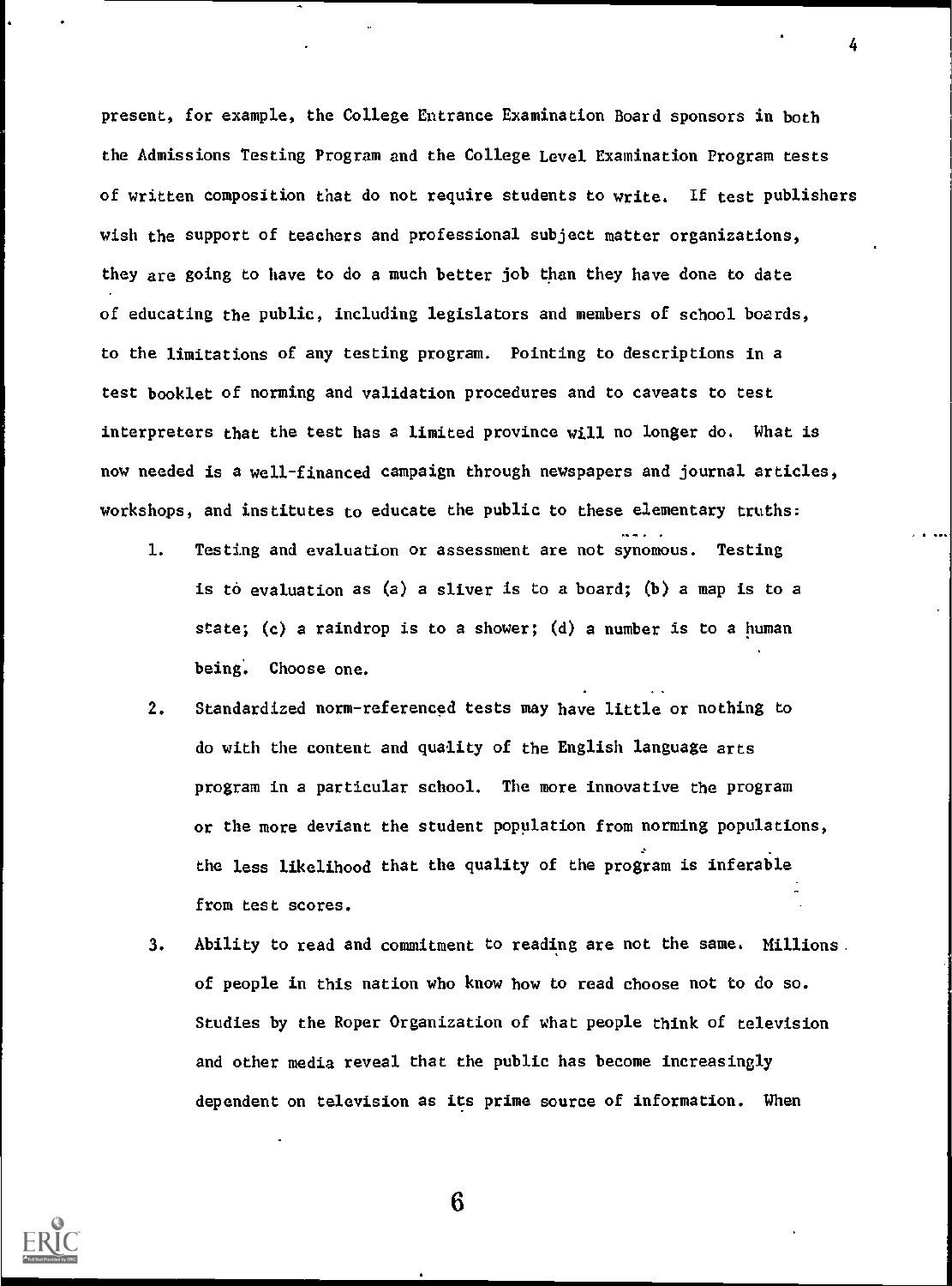present, for example, the College Entrance Examination Board sponsors in both the Admissions Testing Program and the College Level Examination Program tests of written composition that do not require students to write. If test publishers wish the support of teachers and professional subject matter organizations, they are going to have to do a much better job than they have done to date of educating the public, including legislators and members of school boards, to the limitations of any testing program. Pointing to descriptions in a test booklet of norming and validation procedures and to caveats to test interpreters that the test has a limited province will no longer do. What is now needed is a well-financed campaign through newspapers and journal articles, workshops, and institutes to educate the public to these elementary truths:

1. Testing and evaluation or assessment are not synomous. Testing is to evaluation as (a) a sliver is to a board; (b) a map is to a state; (c) a raindrop is to a shower; (d) a number is to a human being. Choose one.

2. Standardized norm-referenced tests may have little or nothing to do with the content and quality of the English language arts program in a particular school. The more innovative the program or the more deviant the student population from norming populations, the less likelihood that the quality of the program is inferable from test scores.

3. Ability to read and commitment to reading are not the same. Millions of people in this nation who know how to read choose not to do so. Studies by the Roper Organization of what people think of television and other media reveal that the public has become increasingly dependent on television as its prime source of information. When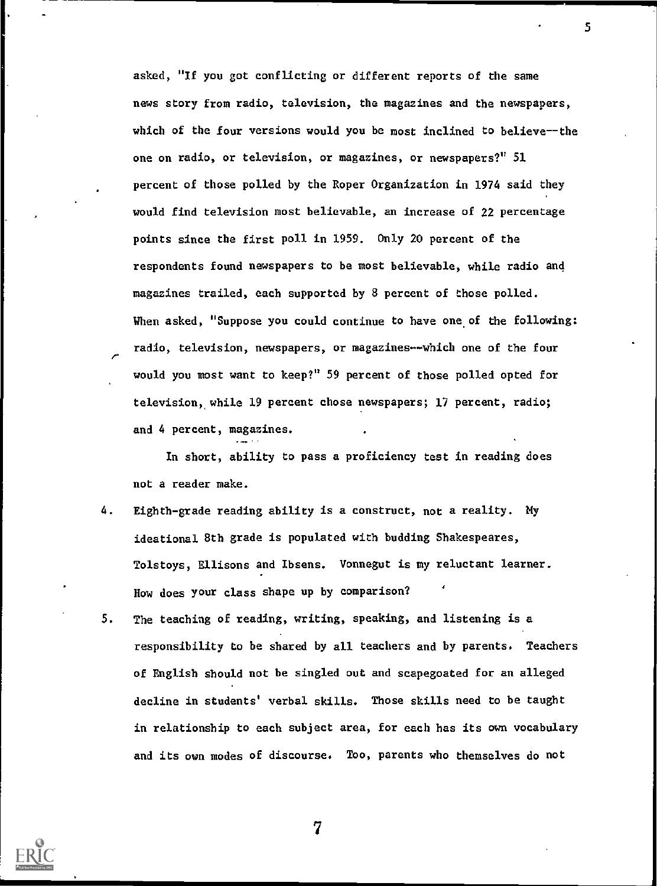asked, "If you got conflicting or different reports of the same news story from radio, television, the magazines and the newspapers, which of the four versions would you be most inclined to believe--the one on radio, or television, or magazines, or newspapers?" 51 percent of those polled by the Roper Organization in 1974 said they would find television most believable, an increase of 22 percentage points since the first poll in 1959. Only 20 percent of the respondents found newspapers to be most believable, while radio and magazines trailed, each supported by 8 percent of those polled. When asked, "Suppose you could continue to have one of the following: radio, television, newspapers, or magazines--which one of the four would you most want to keep?" 59 percent of those polled opted for television, while 19 percent chose newspapers; 17 percent, radio; and 4 percent, magazines.

In short, ability to pass a proficiency test in reading does not a reader make.

4. Eighth-grade reading ability is a construct, not a reality. My ideational 8th grade is populated with budding Shakespeares, Tolstoys, Ellisons and Ibsens. Vonnegut is my reluctant learner. How does your class shape up by comparison?

5. The teaching of reading, writing, speaking, and listening is a responsibility to be shared by all teachers and by parents. Teachers of English should not be singled out and scapegoated for an alleged decline in students' verbal skills. Those skills need to be taught in relationship to each subject area, for each has its own vocabulary and its own modes of discourse. Too, parents who themselves do not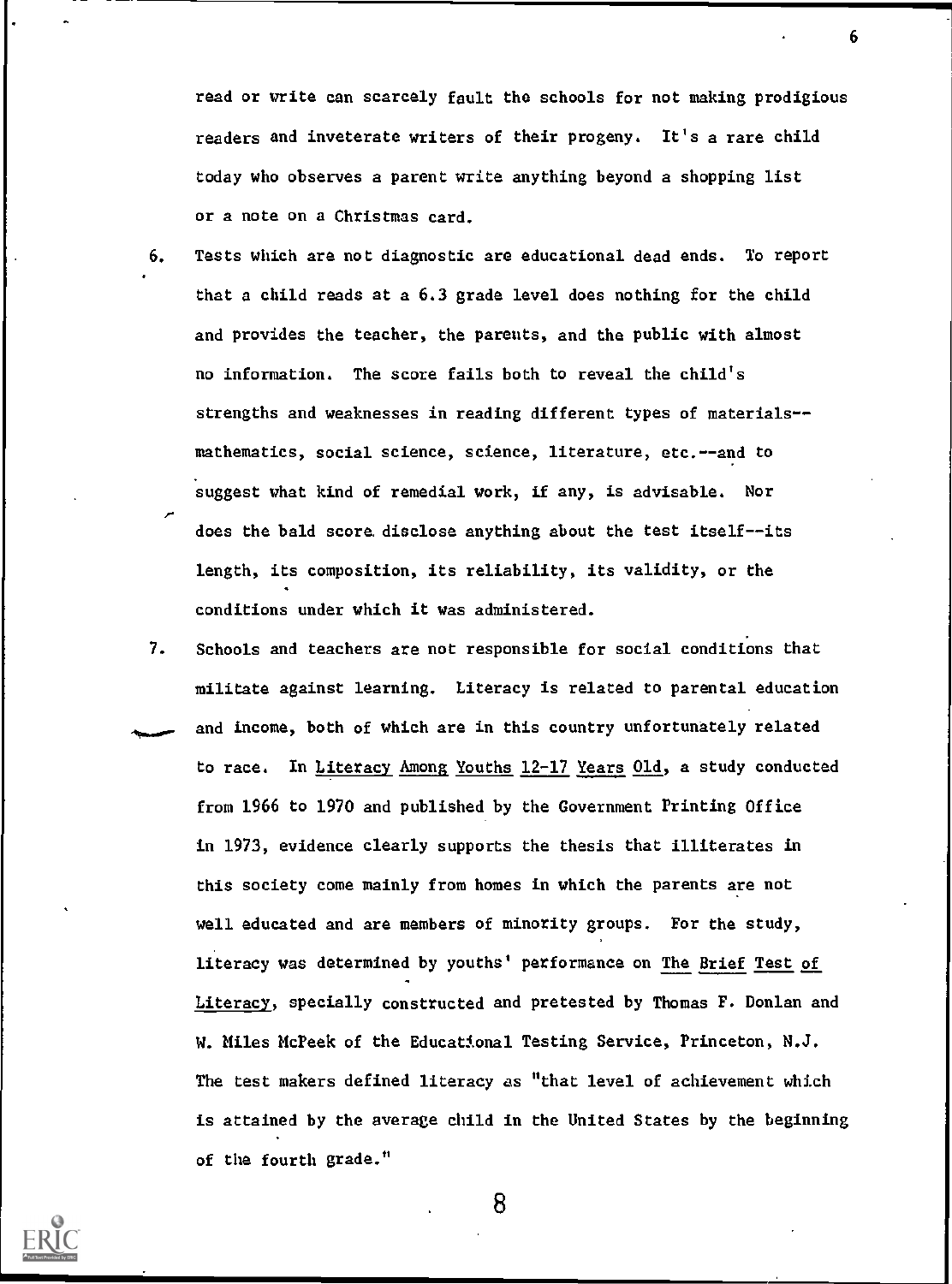read or write can scarcely fault the schools for not making prodigious readers and inveterate writers of their progeny. It's a rare child today who observes a parent write anything beyond a shopping list or a note on a Christmas card.

6. Tests which are not diagnostic are educational dead ends. To report that a child reads at a 6.3 grade level does nothing for the child and provides the teacher, the parents, and the public with almost no information. The score fails both to reveal the child's strengths and weaknesses in reading different types of materials--mathematics, social science, science, literature, etc.--and to suggest what kind of remedial work, if any, is advisable. Nor does the bald score disclose anything about the test itself--its length, its composition, its reliability, its validity, or the conditions under which it was administered.

7. Schools and teachers are not responsible for social conditions that militate against learning. Literacy is related to parental education and income, both of which are in this country unfortunately related to race. In Literacy Among Youths 12-17 Years Old, a study conducted from 1966 to 1970 and published by the Government Printing Office in 1973, evidence clearly supports the thesis that illiterates in this society come mainly from homes in which the parents are not well educated and are members of minority groups. For the study, literacy was determined by youths' performance on The Brief Test of Literacy, specially constructed and pretested by Thomas F. Donlan and W. Miles McPeek of the Educational Testing Service, Princeton, N.J. The test makers defined literacy as "that level of achievement which is attained by the average child in the United States by the beginning of the fourth grade."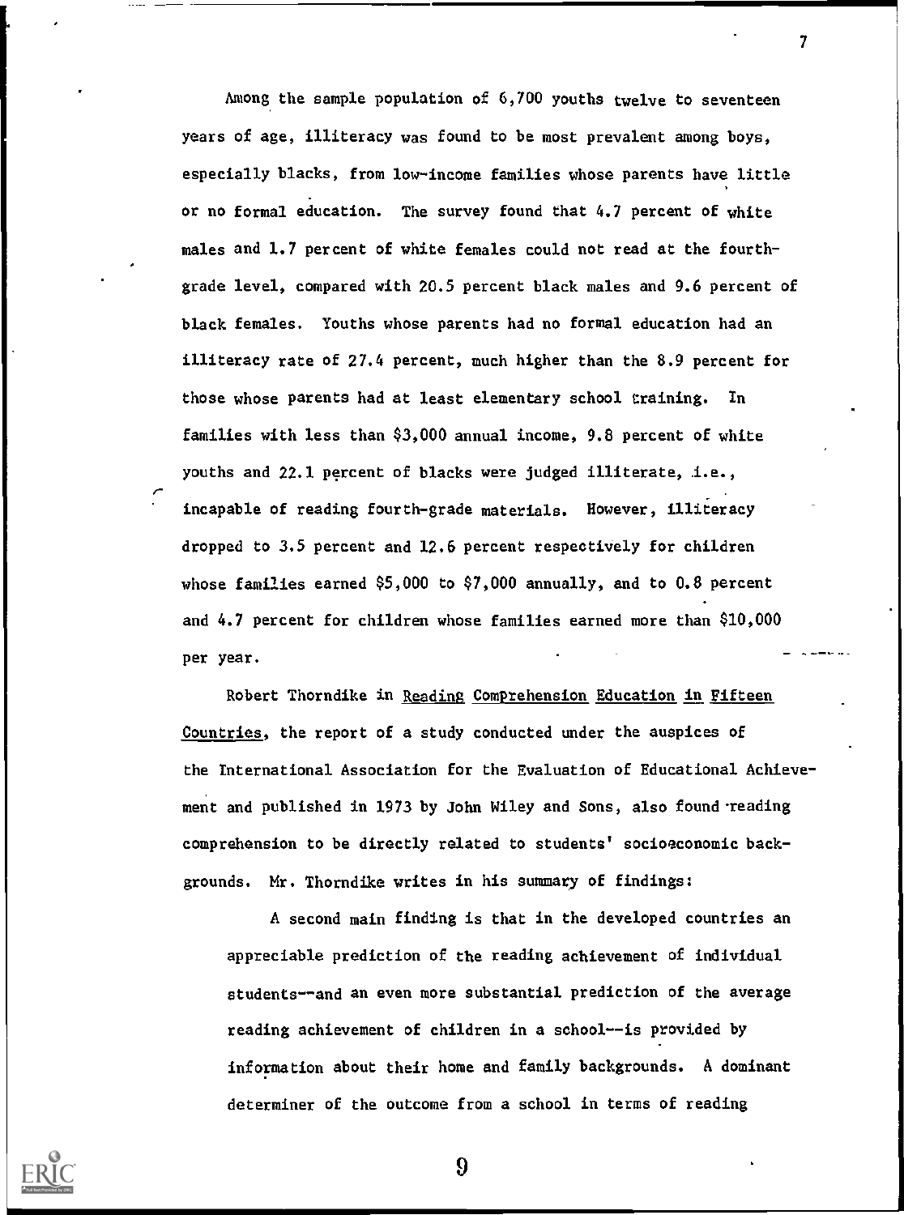Among the sample population of 6,700 youths twelve to seventeen years of age, illiteracy was found to be most prevalent among boys, especially blacks, from low-income families whose parents have little or no formal education. The survey found that 4.7 percent of white males and 1.7 percent of white females could not read at the fourth-grade level, compared with 20.5 percent black males and 9.6 percent of black females. Youths whose parents had no formal education had an illiteracy rate of 27.4 percent, much higher than the 8.9 percent for those whose parents had at least elementary school training. In families with less than $3,000 annual income, 9.8 percent of white youths and 22.1 percent of blacks were judged illiterate, i.e., incapable of reading fourth-grade materials. However, illiteracy dropped to 3.5 percent and 12.6 percent respectively for children whose families earned $5,000 to $7,000 annually, and to 0.8 percent and 4.7 percent for children whose families earned more than $10,000 per year.

Robert Thorndike in Reading Comprehension Education in Fifteen Countries, the report of a study conducted under the auspices of the International Association for the Evaluation of Educational Achievement and published in 1973 by John Wiley and Sons, also found reading comprehension to be directly related to students' socioeconomic backgrounds. Mr. Thorndike writes in his summary of findings:

> A second main finding is that in the developed countries an appreciable prediction of the reading achievement of individual students--and an even more substantial prediction of the average reading achievement of children in a school--is provided by information about their home and family backgrounds. A dominant determiner of the outcome from a school in terms of reading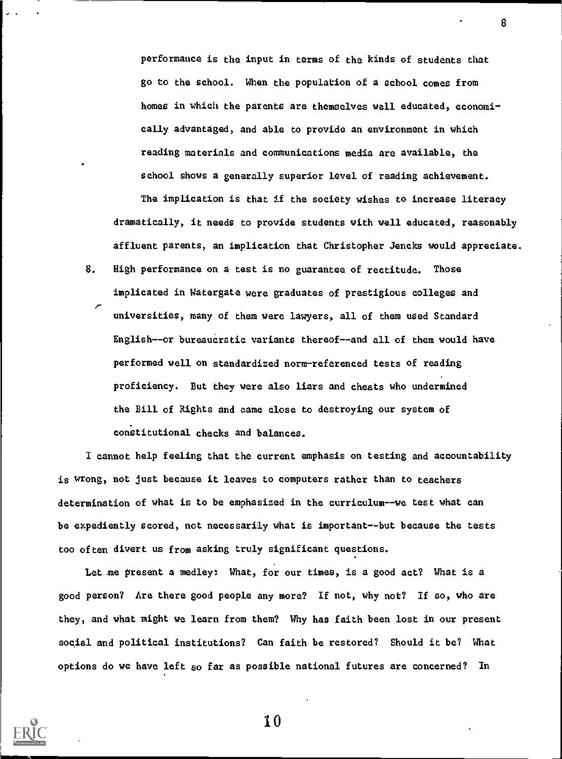performance is the input in terms of the kinds of students that go to the school. When the population of a school comes from homes in which the parents are themselves well educated, economically advantaged, and able to provide an environment in which reading materials and communications media are available, the school shows a generally superior level of reading achievement.

The implication is that if the society wishes to increase literacy dramatically, it needs to provide students with well educated, reasonably affluent parents, an implication that Christopher Jencks would appreciate.

8. High performance on a test is no guarantee of rectitude. Those implicated in Watergate were graduates of prestigious colleges and universities, many of them were lawyers, all of them used Standard English--or bureaucratic variants thereof--and all of them would have performed well on standardized norm-referenced tests of reading proficiency. But they were also liars and cheats who undermined the Bill of Rights and came close to destroying our system of constitutional checks and balances.

I cannot help feeling that the current emphasis on testing and accountability is wrong, not just because it leaves to computers rather than to teachers determination of what is to be emphasized in the curriculum--we test what can be expediently scored, not necessarily what is important--but because the tests too often divert us from asking truly significant questions.

Let me present a medley: What, for our times, is a good act? What is a good person? Are there good people any more? If not, why not? If so, who are they, and what might we learn from them? Why has faith been lost in our present social and political institutions? Can faith be restored? Should it be? What options do we have left so far as possible national futures are concerned? In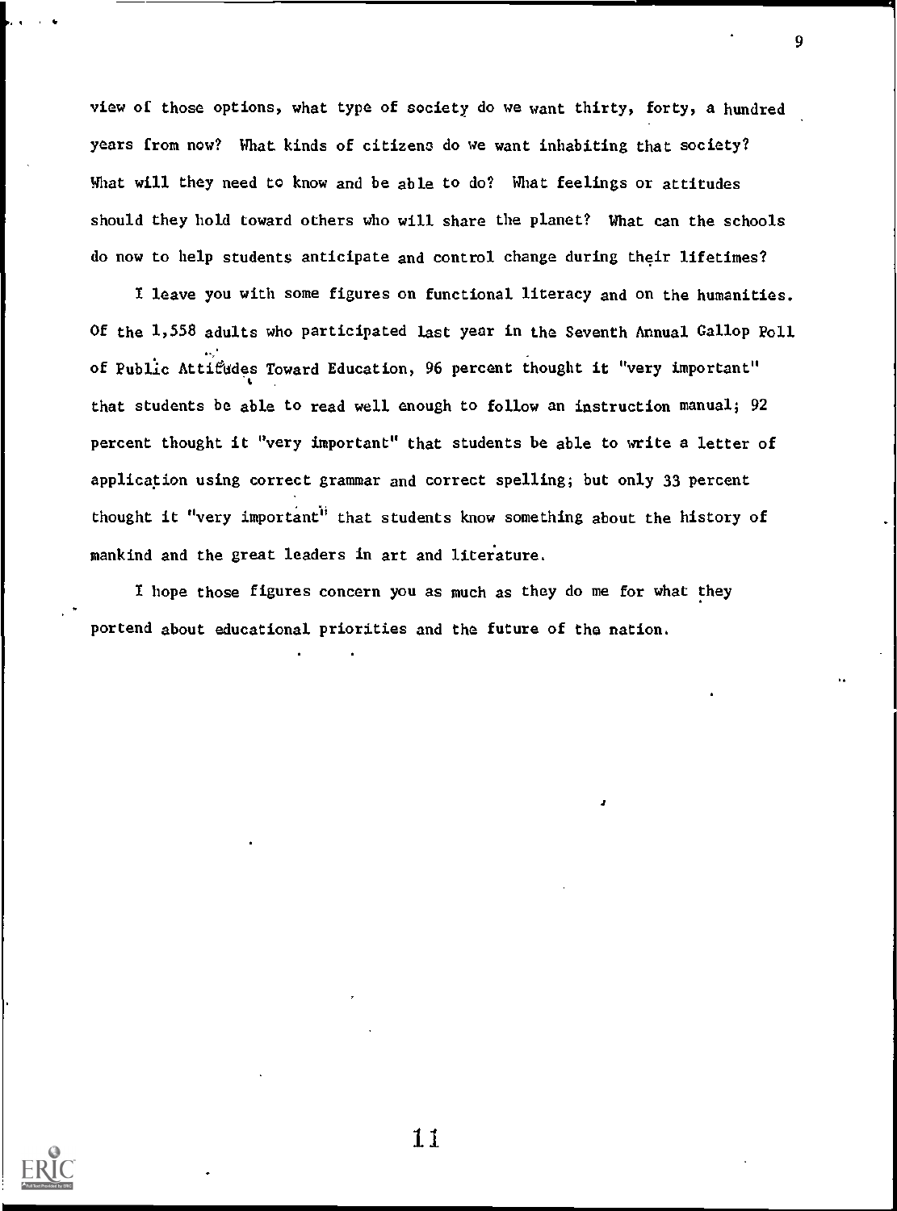view of those options, what type of society do we want thirty, forty, a hundred years from now? What kinds of citizens do we want inhabiting that society? What will they need to know and be able to do? What feelings or attitudes should they hold toward others who will share the planet? What can the schools do now to help students anticipate and control change during their lifetimes?

I leave you with some figures on functional literacy and on the humanities. Of the 1,558 adults who participated last year in the Seventh Annual Gallop Poll of Public Attitudes Toward Education, 96 percent thought it "very important" that students be able to read well enough to follow an instruction manual; 92 percent thought it "very important" that students be able to write a letter of application using correct grammar and correct spelling; but only 33 percent thought it "very important" that students know something about the history of mankind and the great leaders in art and literature.

I hope those figures concern you as much as they do me for what they portend about educational priorities and the future of the nation.